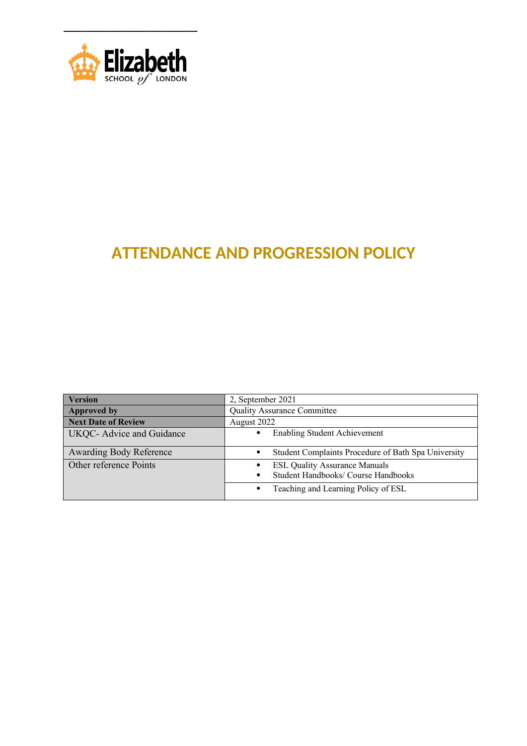Elizabeth SCHOOL of LONDON

# ATTENDANCE AND PROGRESSION POLICY

| **Version** | 2, September 2021 |
|---|---|
| **Approved by** | Quality Assurance Committee |
| **Next Date of Review** | August 2022 |
| UKQC- Advice and Guidance | • Enabling Student Achievement |
| Awarding Body Reference | • Student Complaints Procedure of Bath Spa University |
| Other reference Points | • ESL Quality Assurance Manuals<br>• Student Handbooks/ Course Handbooks |
| | • Teaching and Learning Policy of ESL |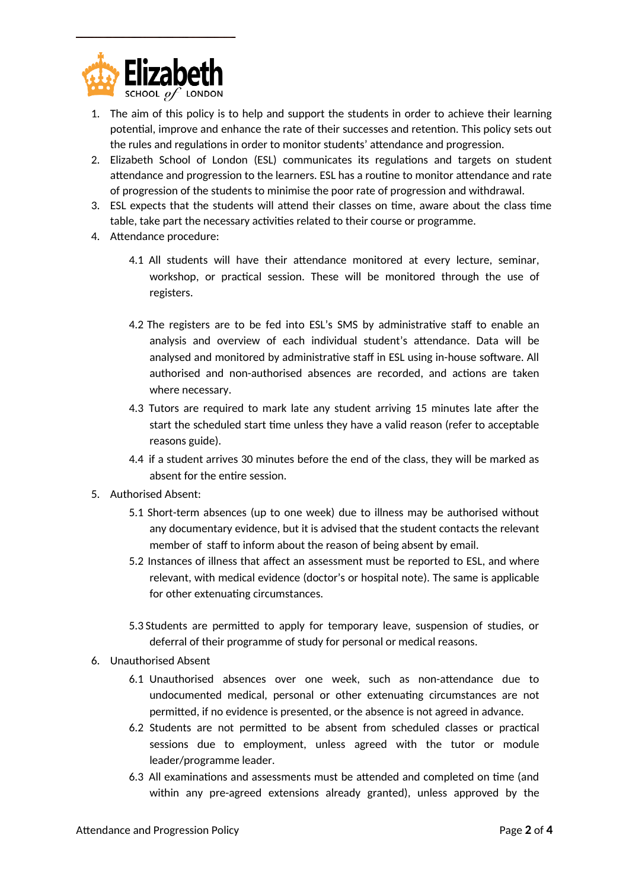1. The aim of this policy is to help and support the students in order to achieve their learning potential, improve and enhance the rate of their successes and retention. This policy sets out the rules and regulations in order to monitor students' attendance and progression.
2. Elizabeth School of London (ESL) communicates its regulations and targets on student attendance and progression to the learners. ESL has a routine to monitor attendance and rate of progression of the students to minimise the poor rate of progression and withdrawal.
3. ESL expects that the students will attend their classes on time, aware about the class time table, take part the necessary activities related to their course or programme.
4. Attendance procedure:

   4.1 All students will have their attendance monitored at every lecture, seminar, workshop, or practical session. These will be monitored through the use of registers.

   4.2 The registers are to be fed into ESL's SMS by administrative staff to enable an analysis and overview of each individual student's attendance. Data will be analysed and monitored by administrative staff in ESL using in-house software. All authorised and non-authorised absences are recorded, and actions are taken where necessary.

   4.3 Tutors are required to mark late any student arriving 15 minutes late after the start the scheduled start time unless they have a valid reason (refer to acceptable reasons guide).

   4.4 if a student arrives 30 minutes before the end of the class, they will be marked as absent for the entire session.

5. Authorised Absent:

   5.1 Short-term absences (up to one week) due to illness may be authorised without any documentary evidence, but it is advised that the student contacts the relevant member of staff to inform about the reason of being absent by email.

   5.2 Instances of illness that affect an assessment must be reported to ESL, and where relevant, with medical evidence (doctor's or hospital note). The same is applicable for other extenuating circumstances.

   5.3 Students are permitted to apply for temporary leave, suspension of studies, or deferral of their programme of study for personal or medical reasons.

6. Unauthorised Absent

   6.1 Unauthorised absences over one week, such as non-attendance due to undocumented medical, personal or other extenuating circumstances are not permitted, if no evidence is presented, or the absence is not agreed in advance.

   6.2 Students are not permitted to be absent from scheduled classes or practical sessions due to employment, unless agreed with the tutor or module leader/programme leader.

   6.3 All examinations and assessments must be attended and completed on time (and within any pre-agreed extensions already granted), unless approved by the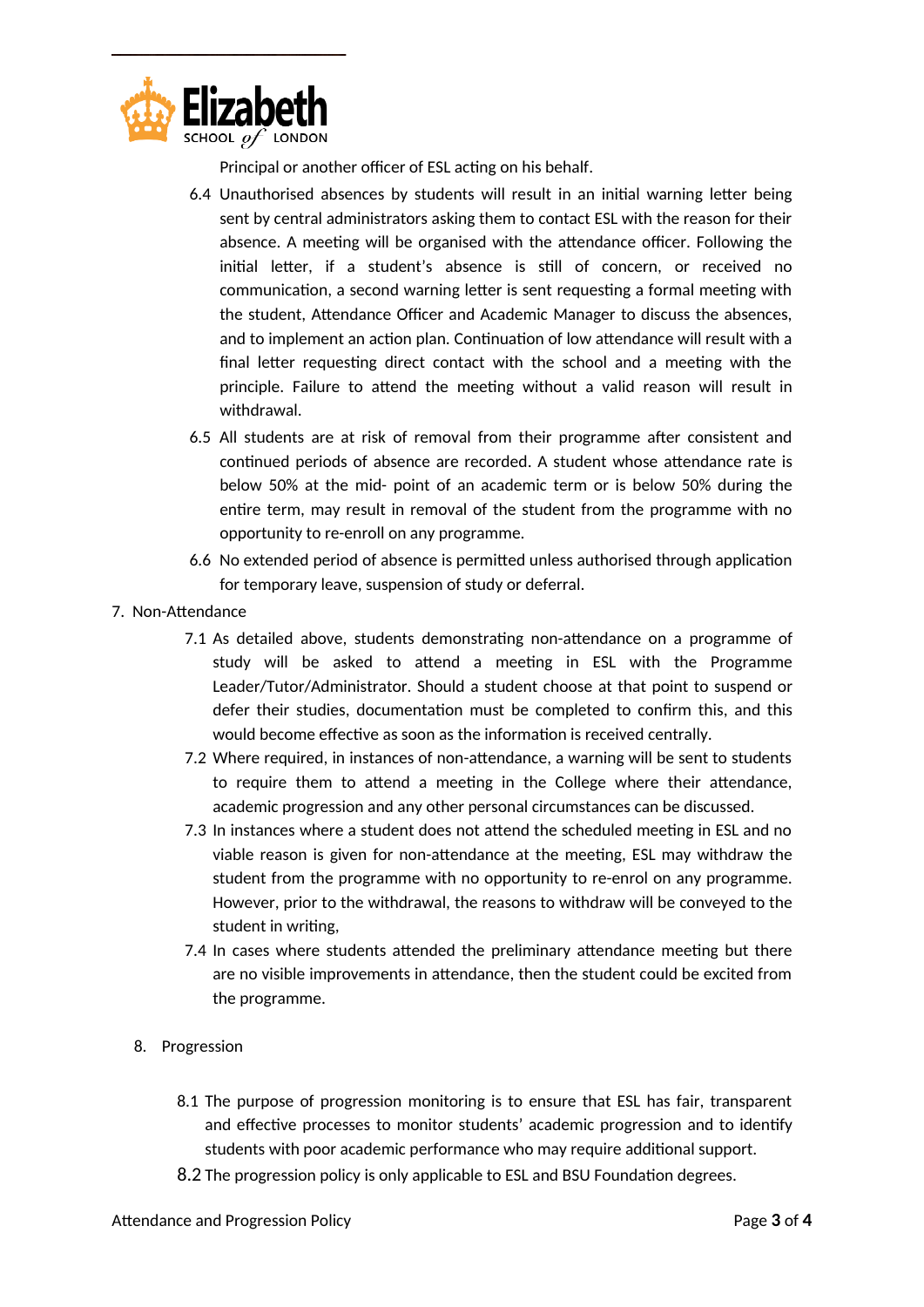Principal or another officer of ESL acting on his behalf.

6.4 Unauthorised absences by students will result in an initial warning letter being sent by central administrators asking them to contact ESL with the reason for their absence. A meeting will be organised with the attendance officer. Following the initial letter, if a student's absence is still of concern, or received no communication, a second warning letter is sent requesting a formal meeting with the student, Attendance Officer and Academic Manager to discuss the absences, and to implement an action plan. Continuation of low attendance will result with a final letter requesting direct contact with the school and a meeting with the principle. Failure to attend the meeting without a valid reason will result in withdrawal.

6.5 All students are at risk of removal from their programme after consistent and continued periods of absence are recorded. A student whose attendance rate is below 50% at the mid- point of an academic term or is below 50% during the entire term, may result in removal of the student from the programme with no opportunity to re-enroll on any programme.

6.6 No extended period of absence is permitted unless authorised through application for temporary leave, suspension of study or deferral.

7. Non-Attendance

7.1 As detailed above, students demonstrating non-attendance on a programme of study will be asked to attend a meeting in ESL with the Programme Leader/Tutor/Administrator. Should a student choose at that point to suspend or defer their studies, documentation must be completed to confirm this, and this would become effective as soon as the information is received centrally.

7.2 Where required, in instances of non-attendance, a warning will be sent to students to require them to attend a meeting in the College where their attendance, academic progression and any other personal circumstances can be discussed.

7.3 In instances where a student does not attend the scheduled meeting in ESL and no viable reason is given for non-attendance at the meeting, ESL may withdraw the student from the programme with no opportunity to re-enrol on any programme. However, prior to the withdrawal, the reasons to withdraw will be conveyed to the student in writing,

7.4 In cases where students attended the preliminary attendance meeting but there are no visible improvements in attendance, then the student could be excited from the programme.

8. Progression

8.1 The purpose of progression monitoring is to ensure that ESL has fair, transparent and effective processes to monitor students' academic progression and to identify students with poor academic performance who may require additional support.

8.2 The progression policy is only applicable to ESL and BSU Foundation degrees.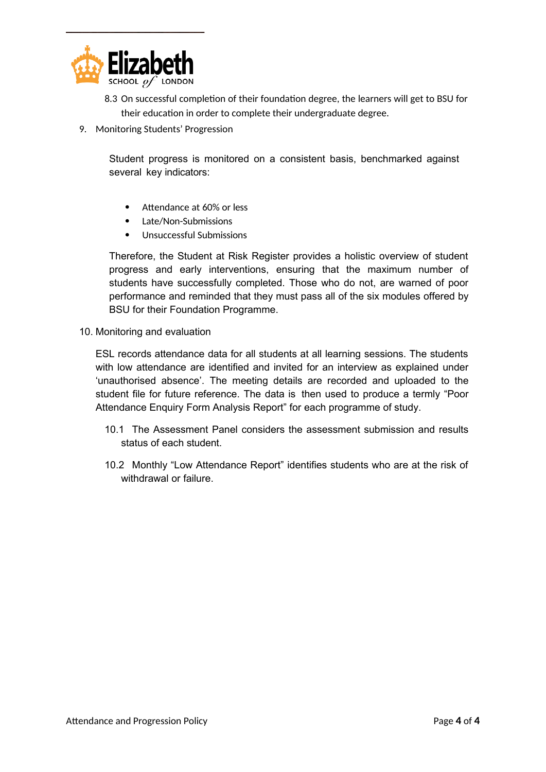8.3 On successful completion of their foundation degree, the learners will get to BSU for their education in order to complete their undergraduate degree.

9. Monitoring Students' Progression

Student progress is monitored on a consistent basis, benchmarked against several key indicators:

- Attendance at 60% or less
- Late/Non-Submissions
- Unsuccessful Submissions

Therefore, the Student at Risk Register provides a holistic overview of student progress and early interventions, ensuring that the maximum number of students have successfully completed. Those who do not, are warned of poor performance and reminded that they must pass all of the six modules offered by BSU for their Foundation Programme.

10. Monitoring and evaluation

ESL records attendance data for all students at all learning sessions. The students with low attendance are identified and invited for an interview as explained under 'unauthorised absence'. The meeting details are recorded and uploaded to the student file for future reference. The data is then used to produce a termly "Poor Attendance Enquiry Form Analysis Report" for each programme of study.

10.1 The Assessment Panel considers the assessment submission and results status of each student.

10.2 Monthly "Low Attendance Report" identifies students who are at the risk of withdrawal or failure.